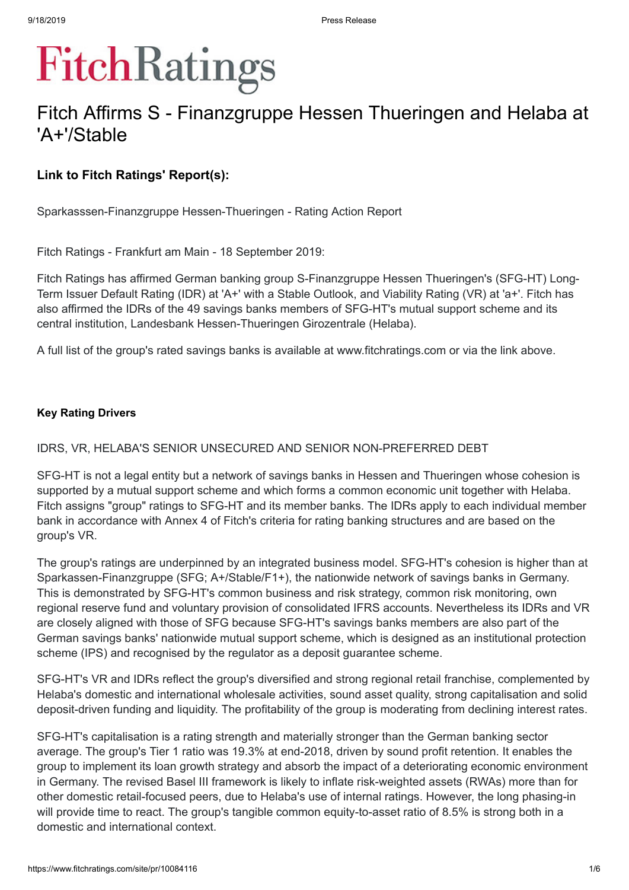# Fitch Ratings

# Fitch Affirms S - Finanzgruppe Hessen Thueringen and Helaba at 'A+'/Stable

### Link to Fitch Ratings' Report(s):

Sparkasssen-Finanzgruppe Hessen-Thueringen - Rating Action Report

Fitch Ratings - Frankfurt am Main - 18 September 2019:

Fitch Ratings has affirmed German banking group S-Finanzgruppe Hessen Thueringen's (SFG-HT) Long-Term Issuer Default Rating (IDR) at 'A+' with a Stable Outlook, and Viability Rating (VR) at 'a+'. Fitch has also affirmed the IDRs of the 49 savings banks members of SFG-HT's mutual support scheme and its central institution, Landesbank Hessen-Thueringen Girozentrale (Helaba).

A full list of the group's rated savings banks is available at www.fitchratings.com or via the link above.

#### Key Rating Drivers

IDRS, VR, HELABA'S SENIOR UNSECURED AND SENIOR NON-PREFERRED DEBT

SFG-HT is not a legal entity but a network of savings banks in Hessen and Thueringen whose cohesion is supported by a mutual support scheme and which forms a common economic unit together with Helaba. Fitch assigns "group" ratings to SFG-HT and its member banks. The IDRs apply to each individual member bank in accordance with Annex 4 of Fitch's criteria for rating banking structures and are based on the group's VR.

The group's ratings are underpinned by an integrated business model. SFG-HT's cohesion is higher than at Sparkassen-Finanzgruppe (SFG; A+/Stable/F1+), the nationwide network of savings banks in Germany. This is demonstrated by SFG-HT's common business and risk strategy, common risk monitoring, own regional reserve fund and voluntary provision of consolidated IFRS accounts. Nevertheless its IDRs and VR are closely aligned with those of SFG because SFG-HT's savings banks members are also part of the German savings banks' nationwide mutual support scheme, which is designed as an institutional protection scheme (IPS) and recognised by the regulator as a deposit guarantee scheme.

SFG-HT's VR and IDRs reflect the group's diversified and strong regional retail franchise, complemented by Helaba's domestic and international wholesale activities, sound asset quality, strong capitalisation and solid deposit-driven funding and liquidity. The profitability of the group is moderating from declining interest rates.

SFG-HT's capitalisation is a rating strength and materially stronger than the German banking sector average. The group's Tier 1 ratio was 19.3% at end-2018, driven by sound profit retention. It enables the group to implement its loan growth strategy and absorb the impact of a deteriorating economic environment in Germany. The revised Basel III framework is likely to inflate risk-weighted assets (RWAs) more than for other domestic retail-focused peers, due to Helaba's use of internal ratings. However, the long phasing-in will provide time to react. The group's tangible common equity-to-asset ratio of 8.5% is strong both in a domestic and international context.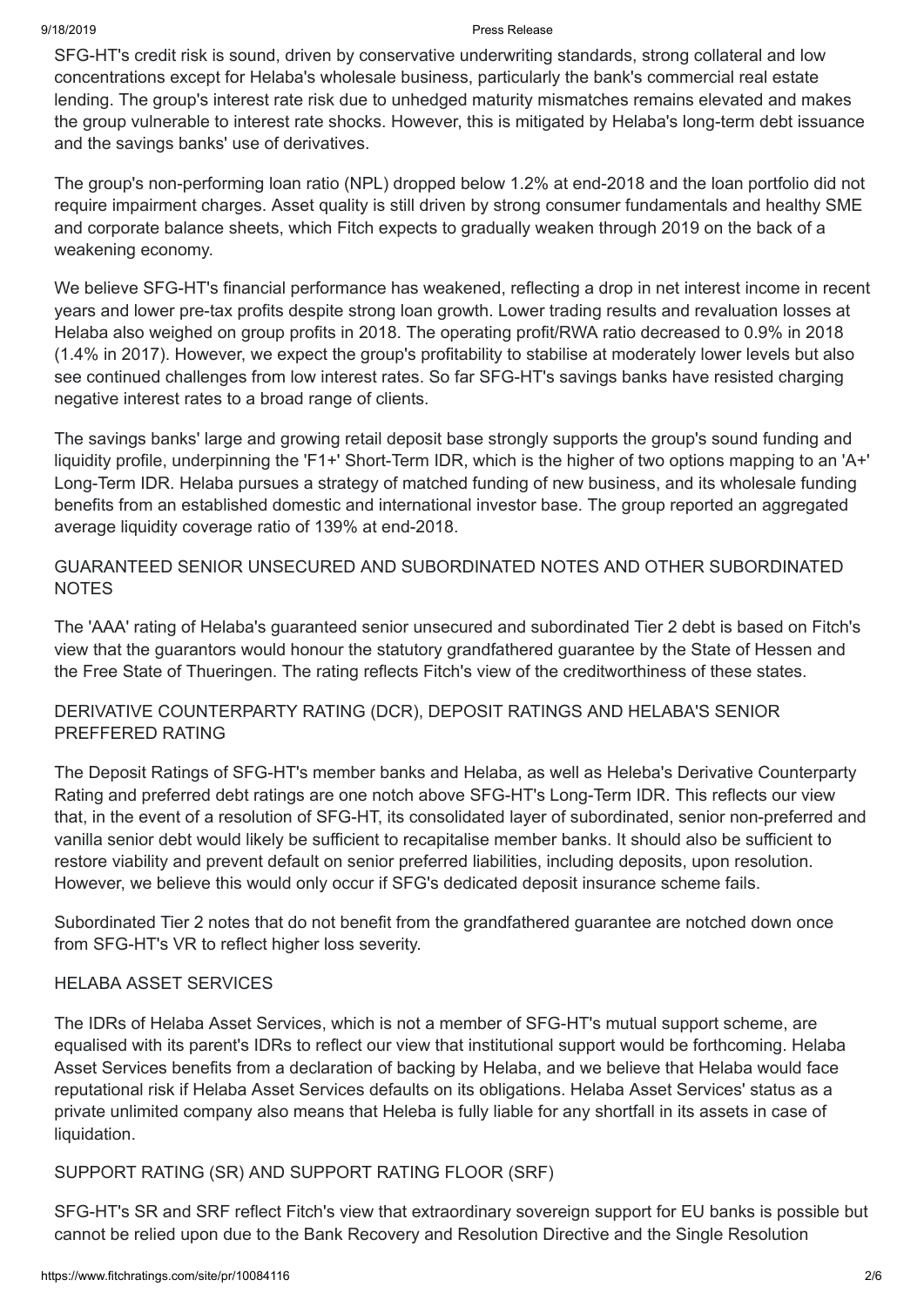SFG-HT's credit risk is sound, driven by conservative underwriting standards, strong collateral and low concentrations except for Helaba's wholesale business, particularly the bank's commercial real estate lending. The group's interest rate risk due to unhedged maturity mismatches remains elevated and makes the group vulnerable to interest rate shocks. However, this is mitigated by Helaba's long-term debt issuance and the savings banks' use of derivatives.

The group's non-performing loan ratio (NPL) dropped below 1.2% at end-2018 and the loan portfolio did not require impairment charges. Asset quality is still driven by strong consumer fundamentals and healthy SME and corporate balance sheets, which Fitch expects to gradually weaken through 2019 on the back of a weakening economy.

We believe SFG-HT's financial performance has weakened, reflecting a drop in net interest income in recent years and lower pre-tax profits despite strong loan growth. Lower trading results and revaluation losses at Helaba also weighed on group profits in 2018. The operating profit/RWA ratio decreased to 0.9% in 2018 (1.4% in 2017). However, we expect the group's profitability to stabilise at moderately lower levels but also see continued challenges from low interest rates. So far SFG-HT's savings banks have resisted charging negative interest rates to a broad range of clients.

The savings banks' large and growing retail deposit base strongly supports the group's sound funding and liquidity profile, underpinning the 'F1+' Short-Term IDR, which is the higher of two options mapping to an 'A+' Long-Term IDR. Helaba pursues a strategy of matched funding of new business, and its wholesale funding benefits from an established domestic and international investor base. The group reported an aggregated average liquidity coverage ratio of 139% at end-2018.

GUARANTEED SENIOR UNSECURED AND SUBORDINATED NOTES AND OTHER SUBORDINATED NOTES

The 'AAA' rating of Helaba's guaranteed senior unsecured and subordinated Tier 2 debt is based on Fitch's view that the guarantors would honour the statutory grandfathered guarantee by the State of Hessen and the Free State of Thueringen. The rating reflects Fitch's view of the creditworthiness of these states.

DERIVATIVE COUNTERPARTY RATING (DCR), DEPOSIT RATINGS AND HELABA'S SENIOR PREFFERED RATING

The Deposit Ratings of SFG-HT's member banks and Helaba, as well as Heleba's Derivative Counterparty Rating and preferred debt ratings are one notch above SFG-HT's Long-Term IDR. This reflects our view that, in the event of a resolution of SFG-HT, its consolidated layer of subordinated, senior non-preferred and vanilla senior debt would likely be sufficient to recapitalise member banks. It should also be sufficient to restore viability and prevent default on senior preferred liabilities, including deposits, upon resolution. However, we believe this would only occur if SFG's dedicated deposit insurance scheme fails.

Subordinated Tier 2 notes that do not benefit from the grandfathered guarantee are notched down once from SFG-HT's VR to reflect higher loss severity.

HELABA ASSET SERVICES

The IDRs of Helaba Asset Services, which is not a member of SFG-HT's mutual support scheme, are equalised with its parent's IDRs to reflect our view that institutional support would be forthcoming. Helaba Asset Services benefits from a declaration of backing by Helaba, and we believe that Helaba would face reputational risk if Helaba Asset Services defaults on its obligations. Helaba Asset Services' status as a private unlimited company also means that Heleba is fully liable for any shortfall in its assets in case of liquidation.

SUPPORT RATING (SR) AND SUPPORT RATING FLOOR (SRF)

SFG-HT's SR and SRF reflect Fitch's view that extraordinary sovereign support for EU banks is possible but cannot be relied upon due to the Bank Recovery and Resolution Directive and the Single Resolution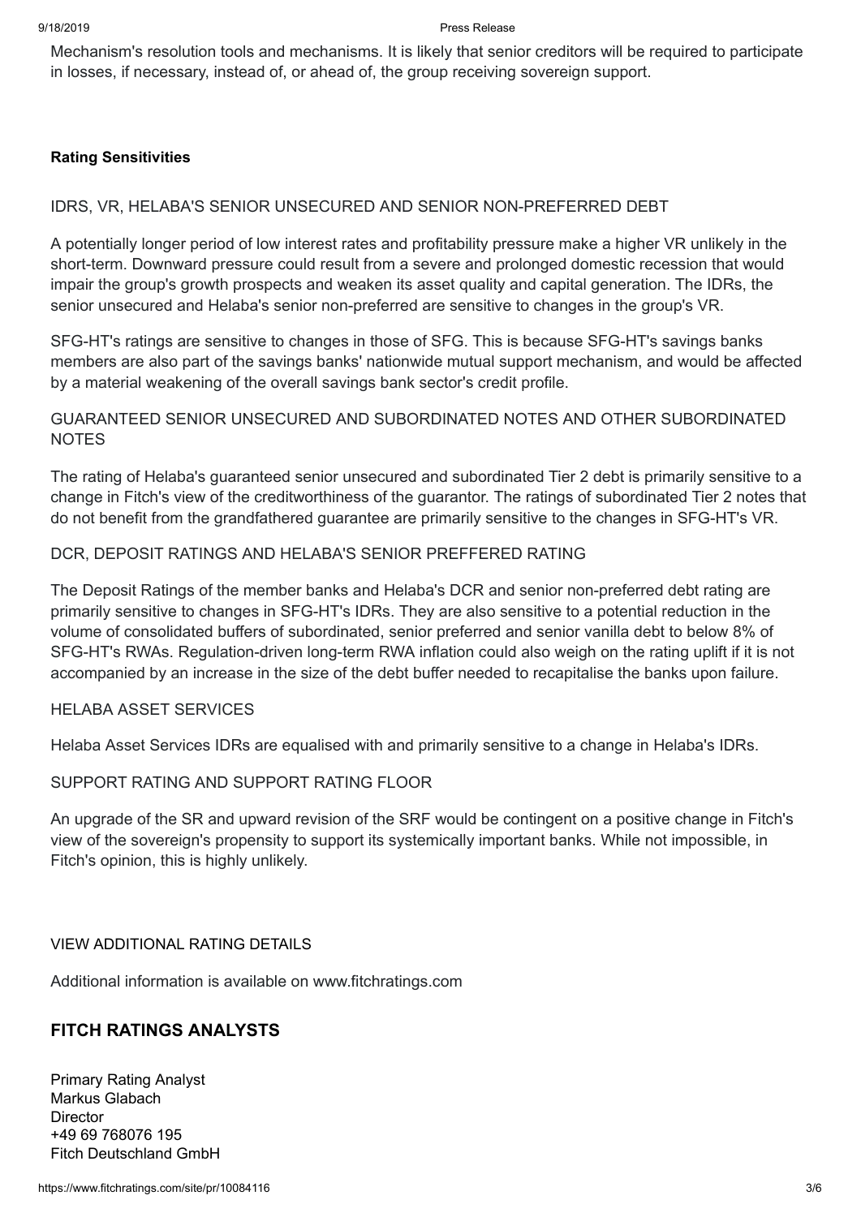Mechanism's resolution tools and mechanisms. It is likely that senior creditors will be required to participate in losses, if necessary, instead of, or ahead of, the group receiving sovereign support.

**Rating Sensitivities**

IDRS, VR, HELABA'S SENIOR UNSECURED AND SENIOR NON-PREFERRED DEBT

A potentially longer period of low interest rates and profitability pressure make a higher VR unlikely in the short-term. Downward pressure could result from a severe and prolonged domestic recession that would impair the group's growth prospects and weaken its asset quality and capital generation. The IDRs, the senior unsecured and Helaba's senior non-preferred are sensitive to changes in the group's VR.

SFG-HT's ratings are sensitive to changes in those of SFG. This is because SFG-HT's savings banks members are also part of the savings banks' nationwide mutual support mechanism, and would be affected by a material weakening of the overall savings bank sector's credit profile.

GUARANTEED SENIOR UNSECURED AND SUBORDINATED NOTES AND OTHER SUBORDINATED NOTES

The rating of Helaba's guaranteed senior unsecured and subordinated Tier 2 debt is primarily sensitive to a change in Fitch's view of the creditworthiness of the guarantor. The ratings of subordinated Tier 2 notes that do not benefit from the grandfathered guarantee are primarily sensitive to the changes in SFG-HT's VR.

DCR, DEPOSIT RATINGS AND HELABA'S SENIOR PREFFERED RATING

The Deposit Ratings of the member banks and Helaba's DCR and senior non-preferred debt rating are primarily sensitive to changes in SFG-HT's IDRs. They are also sensitive to a potential reduction in the volume of consolidated buffers of subordinated, senior preferred and senior vanilla debt to below 8% of SFG-HT's RWAs. Regulation-driven long-term RWA inflation could also weigh on the rating uplift if it is not accompanied by an increase in the size of the debt buffer needed to recapitalise the banks upon failure.

HELABA ASSET SERVICES

Helaba Asset Services IDRs are equalised with and primarily sensitive to a change in Helaba's IDRs.

SUPPORT RATING AND SUPPORT RATING FLOOR

An upgrade of the SR and upward revision of the SRF would be contingent on a positive change in Fitch's view of the sovereign's propensity to support its systemically important banks. While not impossible, in Fitch's opinion, this is highly unlikely.

VIEW ADDITIONAL RATING DETAILS

Additional information is available on www.fitchratings.com

## FITCH RATINGS ANALYSTS

Primary Rating Analyst
Markus Glabach
Director
+49 69 768076 195
Fitch Deutschland GmbH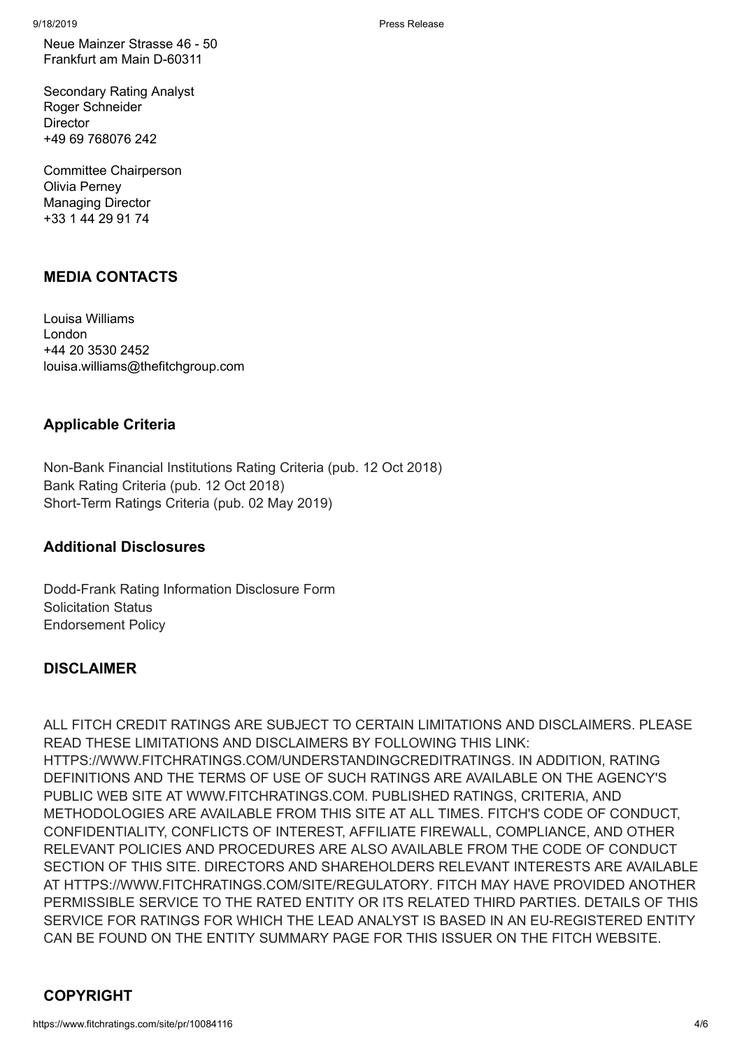Neue Mainzer Strasse 46 - 50
Frankfurt am Main D-60311

Secondary Rating Analyst
Roger Schneider
Director
+49 69 768076 242

Committee Chairperson
Olivia Perney
Managing Director
+33 1 44 29 91 74

## MEDIA CONTACTS

Louisa Williams
London
+44 20 3530 2452
louisa.williams@thefitchgroup.com

## Applicable Criteria

Non-Bank Financial Institutions Rating Criteria (pub. 12 Oct 2018)
Bank Rating Criteria (pub. 12 Oct 2018)
Short-Term Ratings Criteria (pub. 02 May 2019)

## Additional Disclosures

Dodd-Frank Rating Information Disclosure Form
Solicitation Status
Endorsement Policy

## DISCLAIMER

ALL FITCH CREDIT RATINGS ARE SUBJECT TO CERTAIN LIMITATIONS AND DISCLAIMERS. PLEASE READ THESE LIMITATIONS AND DISCLAIMERS BY FOLLOWING THIS LINK: HTTPS://WWW.FITCHRATINGS.COM/UNDERSTANDINGCREDITRATINGS. IN ADDITION, RATING DEFINITIONS AND THE TERMS OF USE OF SUCH RATINGS ARE AVAILABLE ON THE AGENCY'S PUBLIC WEB SITE AT WWW.FITCHRATINGS.COM. PUBLISHED RATINGS, CRITERIA, AND METHODOLOGIES ARE AVAILABLE FROM THIS SITE AT ALL TIMES. FITCH'S CODE OF CONDUCT, CONFIDENTIALITY, CONFLICTS OF INTEREST, AFFILIATE FIREWALL, COMPLIANCE, AND OTHER RELEVANT POLICIES AND PROCEDURES ARE ALSO AVAILABLE FROM THE CODE OF CONDUCT SECTION OF THIS SITE. DIRECTORS AND SHAREHOLDERS RELEVANT INTERESTS ARE AVAILABLE AT HTTPS://WWW.FITCHRATINGS.COM/SITE/REGULATORY. FITCH MAY HAVE PROVIDED ANOTHER PERMISSIBLE SERVICE TO THE RATED ENTITY OR ITS RELATED THIRD PARTIES. DETAILS OF THIS SERVICE FOR RATINGS FOR WHICH THE LEAD ANALYST IS BASED IN AN EU-REGISTERED ENTITY CAN BE FOUND ON THE ENTITY SUMMARY PAGE FOR THIS ISSUER ON THE FITCH WEBSITE.

## COPYRIGHT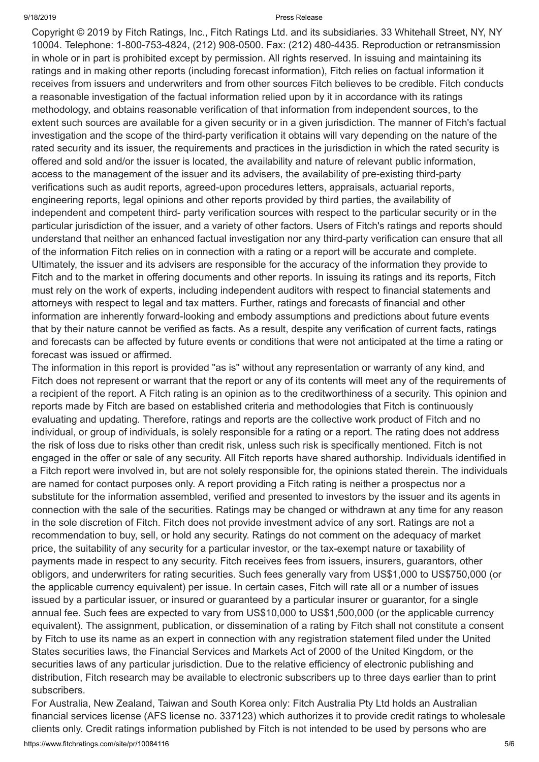Copyright © 2019 by Fitch Ratings, Inc., Fitch Ratings Ltd. and its subsidiaries. 33 Whitehall Street, NY, NY 10004. Telephone: 1-800-753-4824, (212) 908-0500. Fax: (212) 480-4435. Reproduction or retransmission in whole or in part is prohibited except by permission. All rights reserved. In issuing and maintaining its ratings and in making other reports (including forecast information), Fitch relies on factual information it receives from issuers and underwriters and from other sources Fitch believes to be credible. Fitch conducts a reasonable investigation of the factual information relied upon by it in accordance with its ratings methodology, and obtains reasonable verification of that information from independent sources, to the extent such sources are available for a given security or in a given jurisdiction. The manner of Fitch's factual investigation and the scope of the third-party verification it obtains will vary depending on the nature of the rated security and its issuer, the requirements and practices in the jurisdiction in which the rated security is offered and sold and/or the issuer is located, the availability and nature of relevant public information, access to the management of the issuer and its advisers, the availability of pre-existing third-party verifications such as audit reports, agreed-upon procedures letters, appraisals, actuarial reports, engineering reports, legal opinions and other reports provided by third parties, the availability of independent and competent third- party verification sources with respect to the particular security or in the particular jurisdiction of the issuer, and a variety of other factors. Users of Fitch's ratings and reports should understand that neither an enhanced factual investigation nor any third-party verification can ensure that all of the information Fitch relies on in connection with a rating or a report will be accurate and complete. Ultimately, the issuer and its advisers are responsible for the accuracy of the information they provide to Fitch and to the market in offering documents and other reports. In issuing its ratings and its reports, Fitch must rely on the work of experts, including independent auditors with respect to financial statements and attorneys with respect to legal and tax matters. Further, ratings and forecasts of financial and other information are inherently forward-looking and embody assumptions and predictions about future events that by their nature cannot be verified as facts. As a result, despite any verification of current facts, ratings and forecasts can be affected by future events or conditions that were not anticipated at the time a rating or forecast was issued or affirmed.

The information in this report is provided "as is" without any representation or warranty of any kind, and Fitch does not represent or warrant that the report or any of its contents will meet any of the requirements of a recipient of the report. A Fitch rating is an opinion as to the creditworthiness of a security. This opinion and reports made by Fitch are based on established criteria and methodologies that Fitch is continuously evaluating and updating. Therefore, ratings and reports are the collective work product of Fitch and no individual, or group of individuals, is solely responsible for a rating or a report. The rating does not address the risk of loss due to risks other than credit risk, unless such risk is specifically mentioned. Fitch is not engaged in the offer or sale of any security. All Fitch reports have shared authorship. Individuals identified in a Fitch report were involved in, but are not solely responsible for, the opinions stated therein. The individuals are named for contact purposes only. A report providing a Fitch rating is neither a prospectus nor a substitute for the information assembled, verified and presented to investors by the issuer and its agents in connection with the sale of the securities. Ratings may be changed or withdrawn at any time for any reason in the sole discretion of Fitch. Fitch does not provide investment advice of any sort. Ratings are not a recommendation to buy, sell, or hold any security. Ratings do not comment on the adequacy of market price, the suitability of any security for a particular investor, or the tax-exempt nature or taxability of payments made in respect to any security. Fitch receives fees from issuers, insurers, guarantors, other obligors, and underwriters for rating securities. Such fees generally vary from US$1,000 to US$750,000 (or the applicable currency equivalent) per issue. In certain cases, Fitch will rate all or a number of issues issued by a particular issuer, or insured or guaranteed by a particular insurer or guarantor, for a single annual fee. Such fees are expected to vary from US$10,000 to US$1,500,000 (or the applicable currency equivalent). The assignment, publication, or dissemination of a rating by Fitch shall not constitute a consent by Fitch to use its name as an expert in connection with any registration statement filed under the United States securities laws, the Financial Services and Markets Act of 2000 of the United Kingdom, or the securities laws of any particular jurisdiction. Due to the relative efficiency of electronic publishing and distribution, Fitch research may be available to electronic subscribers up to three days earlier than to print subscribers.

For Australia, New Zealand, Taiwan and South Korea only: Fitch Australia Pty Ltd holds an Australian financial services license (AFS license no. 337123) which authorizes it to provide credit ratings to wholesale clients only. Credit ratings information published by Fitch is not intended to be used by persons who are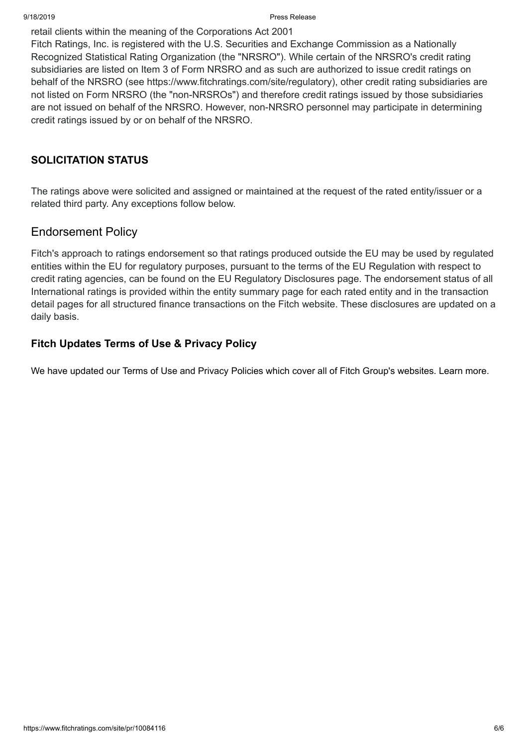retail clients within the meaning of the Corporations Act 2001
Fitch Ratings, Inc. is registered with the U.S. Securities and Exchange Commission as a Nationally Recognized Statistical Rating Organization (the "NRSRO"). While certain of the NRSRO's credit rating subsidiaries are listed on Item 3 of Form NRSRO and as such are authorized to issue credit ratings on behalf of the NRSRO (see https://www.fitchratings.com/site/regulatory), other credit rating subsidiaries are not listed on Form NRSRO (the "non-NRSROs") and therefore credit ratings issued by those subsidiaries are not issued on behalf of the NRSRO. However, non-NRSRO personnel may participate in determining credit ratings issued by or on behalf of the NRSRO.

### SOLICITATION STATUS

The ratings above were solicited and assigned or maintained at the request of the rated entity/issuer or a related third party. Any exceptions follow below.

## Endorsement Policy

Fitch's approach to ratings endorsement so that ratings produced outside the EU may be used by regulated entities within the EU for regulatory purposes, pursuant to the terms of the EU Regulation with respect to credit rating agencies, can be found on the EU Regulatory Disclosures page. The endorsement status of all International ratings is provided within the entity summary page for each rated entity and in the transaction detail pages for all structured finance transactions on the Fitch website. These disclosures are updated on a daily basis.

### Fitch Updates Terms of Use & Privacy Policy

We have updated our Terms of Use and Privacy Policies which cover all of Fitch Group's websites. Learn more.